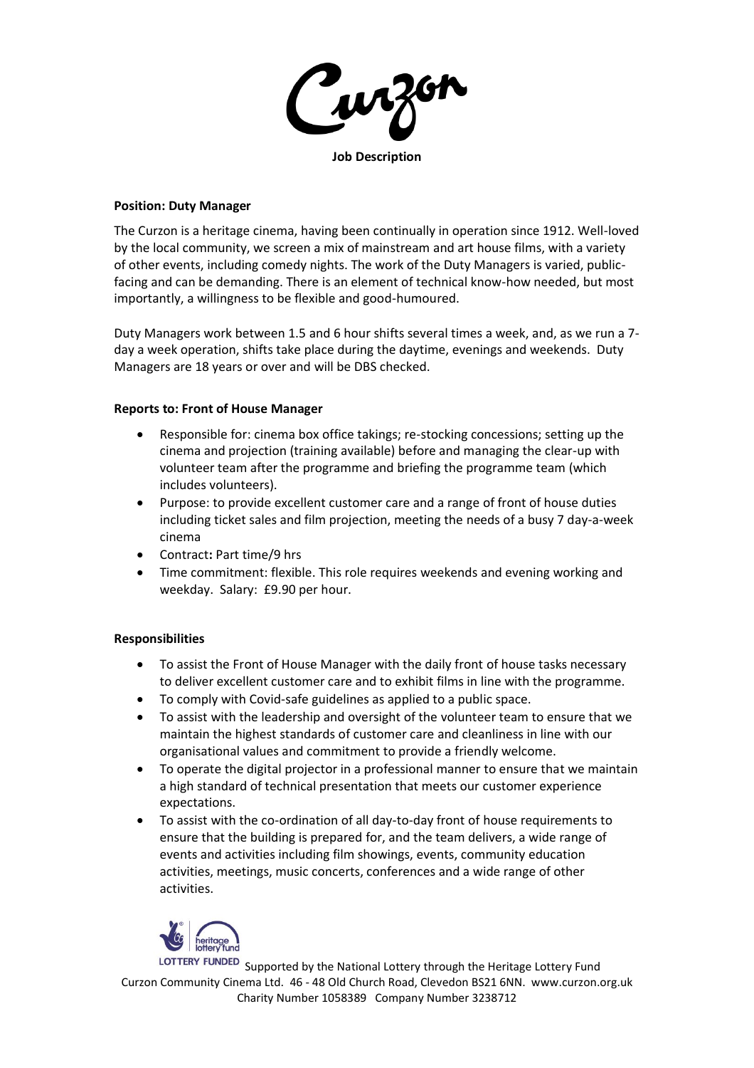Curzon

**Job Description**

**Position: Duty Manager**

The Curzon is a heritage cinema, having been continually in operation since 1912. Well-loved by the local community, we screen a mix of mainstream and art house films, with a variety of other events, including comedy nights. The work of the Duty Managers is varied, public-facing and can be demanding. There is an element of technical know-how needed, but most importantly, a willingness to be flexible and good-humoured.

Duty Managers work between 1.5 and 6 hour shifts several times a week, and, as we run a 7-day a week operation, shifts take place during the daytime, evenings and weekends. Duty Managers are 18 years or over and will be DBS checked.

**Reports to: Front of House Manager**

- Responsible for: cinema box office takings; re-stocking concessions; setting up the cinema and projection (training available) before and managing the clear-up with volunteer team after the programme and briefing the programme team (which includes volunteers).
- Purpose: to provide excellent customer care and a range of front of house duties including ticket sales and film projection, meeting the needs of a busy 7 day-a-week cinema
- Contract**:** Part time/9 hrs
- Time commitment: flexible. This role requires weekends and evening working and weekday. Salary: £9.90 per hour.

**Responsibilities**

- To assist the Front of House Manager with the daily front of house tasks necessary to deliver excellent customer care and to exhibit films in line with the programme.
- To comply with Covid-safe guidelines as applied to a public space.
- To assist with the leadership and oversight of the volunteer team to ensure that we maintain the highest standards of customer care and cleanliness in line with our organisational values and commitment to provide a friendly welcome.
- To operate the digital projector in a professional manner to ensure that we maintain a high standard of technical presentation that meets our customer experience expectations.
- To assist with the co-ordination of all day-to-day front of house requirements to ensure that the building is prepared for, and the team delivers, a wide range of events and activities including film showings, events, community education activities, meetings, music concerts, conferences and a wide range of other activities.

LOTTERY FUNDED Supported by the National Lottery through the Heritage Lottery Fund

Curzon Community Cinema Ltd. 46 - 48 Old Church Road, Clevedon BS21 6NN. www.curzon.org.uk

Charity Number 1058389 Company Number 3238712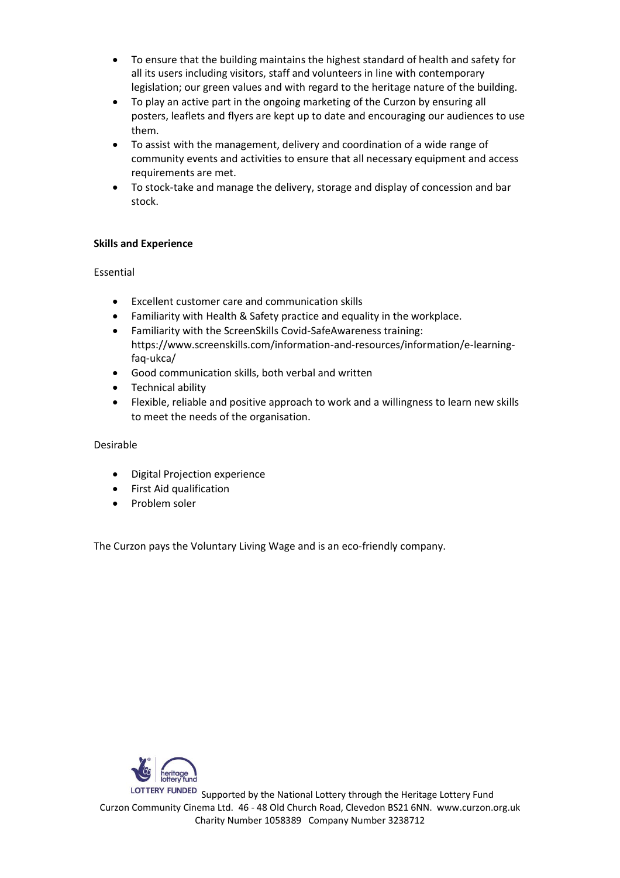- To ensure that the building maintains the highest standard of health and safety for all its users including visitors, staff and volunteers in line with contemporary legislation; our green values and with regard to the heritage nature of the building.
- To play an active part in the ongoing marketing of the Curzon by ensuring all posters, leaflets and flyers are kept up to date and encouraging our audiences to use them.
- To assist with the management, delivery and coordination of a wide range of community events and activities to ensure that all necessary equipment and access requirements are met.
- To stock-take and manage the delivery, storage and display of concession and bar stock.

**Skills and Experience**

Essential

- Excellent customer care and communication skills
- Familiarity with Health & Safety practice and equality in the workplace.
- Familiarity with the ScreenSkills Covid-SafeAwareness training: https://www.screenskills.com/information-and-resources/information/e-learning-faq-ukca/
- Good communication skills, both verbal and written
- Technical ability
- Flexible, reliable and positive approach to work and a willingness to learn new skills to meet the needs of the organisation.

Desirable

- Digital Projection experience
- First Aid qualification
- Problem soler

The Curzon pays the Voluntary Living Wage and is an eco-friendly company.

Supported by the National Lottery through the Heritage Lottery Fund
Curzon Community Cinema Ltd. 46 - 48 Old Church Road, Clevedon BS21 6NN. www.curzon.org.uk
Charity Number 1058389 Company Number 3238712